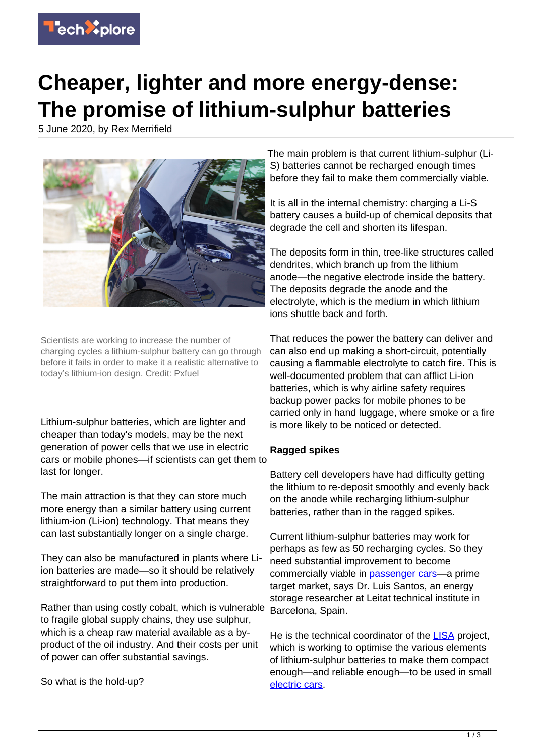# Cheaper, lighter and more energy-dense: The promise of lithium-sulphur batteries

5 June 2020, by Rex Merrifield

Scientists are working to increase the number of charging cycles a lithium-sulphur battery can go through before it fails in order to make it a realistic alternative to today's lithium-ion design. Credit: Pxfuel

Lithium-sulphur batteries, which are lighter and cheaper than today's models, may be the next generation of power cells that we use in electric cars or mobile phones—if scientists can get them to last for longer.

The main attraction is that they can store much more energy than a similar battery using current lithium-ion (Li-ion) technology. That means they can last substantially longer on a single charge.

They can also be manufactured in plants where Li-ion batteries are made—so it should be relatively straightforward to put them into production.

Rather than using costly cobalt, which is vulnerable to fragile global supply chains, they use sulphur, which is a cheap raw material available as a by-product of the oil industry. And their costs per unit of power can offer substantial savings.

So what is the hold-up?

The main problem is that current lithium-sulphur (Li-S) batteries cannot be recharged enough times before they fail to make them commercially viable.

It is all in the internal chemistry: charging a Li-S battery causes a build-up of chemical deposits that degrade the cell and shorten its lifespan.

The deposits form in thin, tree-like structures called dendrites, which branch up from the lithium anode—the negative electrode inside the battery. The deposits degrade the anode and the electrolyte, which is the medium in which lithium ions shuttle back and forth.

That reduces the power the battery can deliver and can also end up making a short-circuit, potentially causing a flammable electrolyte to catch fire. This is well-documented problem that can afflict Li-ion batteries, which is why airline safety requires backup power packs for mobile phones to be carried only in hand luggage, where smoke or a fire is more likely to be noticed or detected.

## Ragged spikes

Battery cell developers have had difficulty getting the lithium to re-deposit smoothly and evenly back on the anode while recharging lithium-sulphur batteries, rather than in the ragged spikes.

Current lithium-sulphur batteries may work for perhaps as few as 50 recharging cycles. So they need substantial improvement to become commercially viable in passenger cars—a prime target market, says Dr. Luis Santos, an energy storage researcher at Leitat technical institute in Barcelona, Spain.

He is the technical coordinator of the LISA project, which is working to optimise the various elements of lithium-sulphur batteries to make them compact enough—and reliable enough—to be used in small electric cars.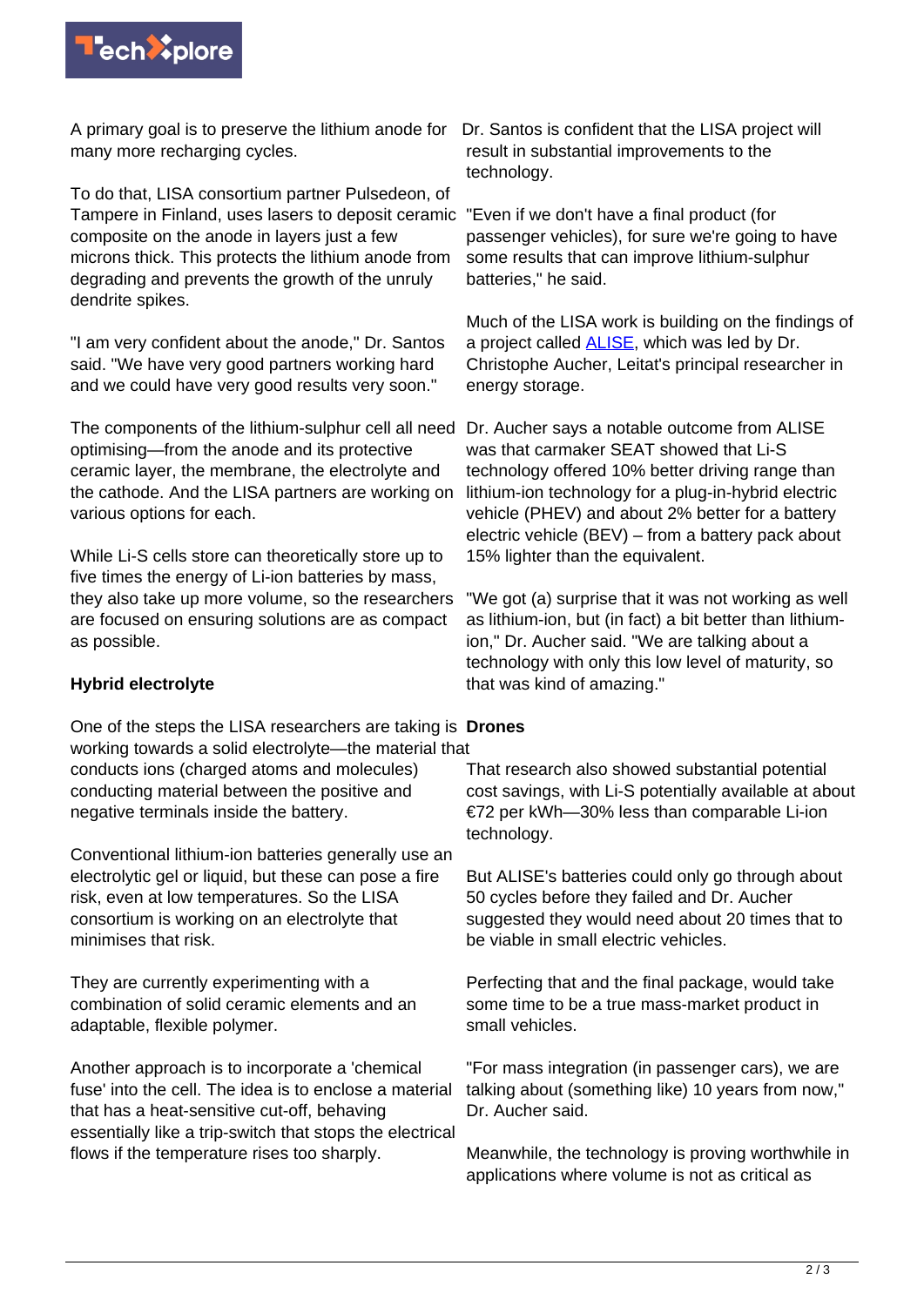A primary goal is to preserve the lithium anode for many more recharging cycles.

To do that, LISA consortium partner Pulsedeon, of Tampere in Finland, uses lasers to deposit ceramic composite on the anode in layers just a few microns thick. This protects the lithium anode from degrading and prevents the growth of the unruly dendrite spikes.

"I am very confident about the anode," Dr. Santos said. "We have very good partners working hard and we could have very good results very soon."

The components of the lithium-sulphur cell all need optimising—from the anode and its protective ceramic layer, the membrane, the electrolyte and the cathode. And the LISA partners are working on various options for each.

While Li-S cells store can theoretically store up to five times the energy of Li-ion batteries by mass, they also take up more volume, so the researchers are focused on ensuring solutions are as compact as possible.

**Hybrid electrolyte**

One of the steps the LISA researchers are taking is working towards a solid electrolyte—the material that conducts ions (charged atoms and molecules) conducting material between the positive and negative terminals inside the battery.

Conventional lithium-ion batteries generally use an electrolytic gel or liquid, but these can pose a fire risk, even at low temperatures. So the LISA consortium is working on an electrolyte that minimises that risk.

They are currently experimenting with a combination of solid ceramic elements and an adaptable, flexible polymer.

Another approach is to incorporate a 'chemical fuse' into the cell. The idea is to enclose a material that has a heat-sensitive cut-off, behaving essentially like a trip-switch that stops the electrical flows if the temperature rises too sharply.

Dr. Santos is confident that the LISA project will result in substantial improvements to the technology.

"Even if we don't have a final product (for passenger vehicles), for sure we're going to have some results that can improve lithium-sulphur batteries," he said.

Much of the LISA work is building on the findings of a project called [ALISE](), which was led by Dr. Christophe Aucher, Leitat's principal researcher in energy storage.

Dr. Aucher says a notable outcome from ALISE was that carmaker SEAT showed that Li-S technology offered 10% better driving range than lithium-ion technology for a plug-in-hybrid electric vehicle (PHEV) and about 2% better for a battery electric vehicle (BEV) – from a battery pack about 15% lighter than the equivalent.

"We got (a) surprise that it was not working as well as lithium-ion, but (in fact) a bit better than lithium-ion," Dr. Aucher said. "We are talking about a technology with only this low level of maturity, so that was kind of amazing."

**Drones**

That research also showed substantial potential cost savings, with Li-S potentially available at about €72 per kWh—30% less than comparable Li-ion technology.

But ALISE's batteries could only go through about 50 cycles before they failed and Dr. Aucher suggested they would need about 20 times that to be viable in small electric vehicles.

Perfecting that and the final package, would take some time to be a true mass-market product in small vehicles.

"For mass integration (in passenger cars), we are talking about (something like) 10 years from now," Dr. Aucher said.

Meanwhile, the technology is proving worthwhile in applications where volume is not as critical as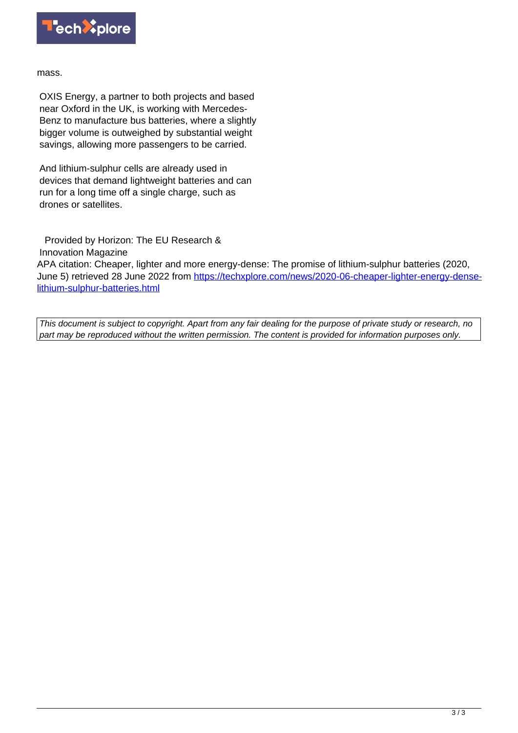mass.

OXIS Energy, a partner to both projects and based near Oxford in the UK, is working with Mercedes-Benz to manufacture bus batteries, where a slightly bigger volume is outweighed by substantial weight savings, allowing more passengers to be carried.

And lithium-sulphur cells are already used in devices that demand lightweight batteries and can run for a long time off a single charge, such as drones or satellites.

Provided by Horizon: The EU Research & Innovation Magazine

APA citation: Cheaper, lighter and more energy-dense: The promise of lithium-sulphur batteries (2020, June 5) retrieved 28 June 2022 from [https://techxplore.com/news/2020-06-cheaper-lighter-energy-dense-lithium-sulphur-batteries.html](https://techxplore.com/news/2020-06-cheaper-lighter-energy-dense-lithium-sulphur-batteries.html)

*This document is subject to copyright. Apart from any fair dealing for the purpose of private study or research, no part may be reproduced without the written permission. The content is provided for information purposes only.*